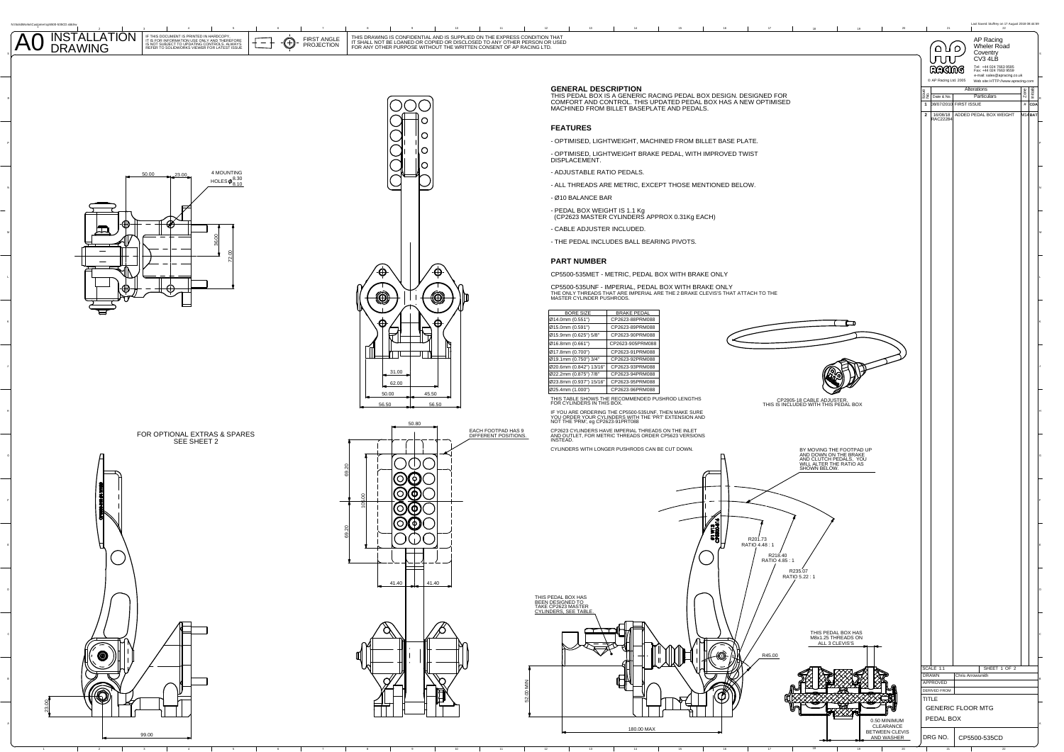# A0 INSTALLATION DRAWING

IF THIS DOCUMENT IS PRINTED IN HARDCOPY, IT IS FOR INFORMATION USE ONLY AND THEREFORE IS NOT SUBJECT TO UPDATING CONTROLS. ALWAYS REFER TO SOLIDWORKS VIEWER FOR LATEST ISSUE.

FIRST ANGLE PROJECTION

THIS DRAWING IS CONFIDENTIAL AND IS SUPPLIED ON THE EXPRESS CONDITION THAT IT SHALL NOT BE LOANED OR COPIED OR DISCLOSED TO ANY OTHER PERSON OR USED FOR ANY OTHER PURPOSE WITHOUT THE WRITTEN CONSENT OF AP RACING LTD.

AP Racing
Wheler Road
Coventry
CV3 4LB
Tel: +44 024 7663 9595
Fax: +44 024 7663 9559
e-mail: sales@apracing.co.uk
Web site: HTTP://www.apracing.com
© AP Racing Ltd. 2005

| Issue No. | Date & No. | Particulars | Zone | Initials |
|---|---|---|---|---|
| 1 | 28/07/2010 | FIRST ISSUE | * | CDA |
| 2 | 16/08/18 RAC22284 | ADDED PEDAL BOX WEIGHT | M14 | BAT |

## GENERAL DESCRIPTION

THIS PEDAL BOX IS A GENERIC RACING PEDAL BOX DESIGN. DESIGNED FOR COMFORT AND CONTROL. THIS UPDATED PEDAL BOX HAS A NEW OPTIMISED MACHINED FROM BILLET BASEPLATE AND PEDALS.

## FEATURES

- OPTIMISED, LIGHTWEIGHT, MACHINED FROM BILLET BASE PLATE.
- OPTIMISED, LIGHTWEIGHT BRAKE PEDAL, WITH IMPROVED TWIST DISPLACEMENT.
- ADJUSTABLE RATIO PEDALS.
- ALL THREADS ARE METRIC, EXCEPT THOSE MENTIONED BELOW.
- Ø10 BALANCE BAR
- PEDAL BOX WEIGHT IS 1.1 Kg (CP2623 MASTER CYLINDERS APPROX 0.31Kg EACH)
- CABLE ADJUSTER INCLUDED.
- THE PEDAL INCLUDES BALL BEARING PIVOTS.

## PART NUMBER

CP5500-535MET - METRIC, PEDAL BOX WITH BRAKE ONLY

CP5500-535UNF - IMPERIAL, PEDAL BOX WITH BRAKE ONLY
THE ONLY THREADS THAT ARE IMPERIAL ARE THE 2 BRAKE CLEVIS'S THAT ATTACH TO THE MASTER CYLINDER PUSHRODS.

| BORE SIZE | BRAKE PEDAL |
|---|---|
| Ø14.0mm (0.551") | CP2623-88PRM088 |
| Ø15.0mm (0.591") | CP2623-89PRM088 |
| Ø15.9mm (0.625") 5/8" | CP2623-90PRM088 |
| Ø16.8mm (0.661") | CP2623-905PRM088 |
| Ø17.8mm (0.700") | CP2623-91PRM088 |
| Ø19.1mm (0.750") 3/4" | CP2623-92PRM088 |
| Ø20.6mm (0.812") 13/16" | CP2623-93PRM088 |
| Ø22.2mm (0.875") 7/8" | CP2623-94PRM088 |
| Ø23.8mm (0.937") 15/16" | CP2623-95PRM088 |
| Ø25.4mm (1.000") | CP2623-96PRM088 |

THIS TABLE SHOWS THE RECOMMENDED PUSHROD LENGTHS FOR CYLINDERS IN THIS BOX.

IF YOU ARE ORDERING THE CP5500-535UNF, THEN MAKE SURE YOU ORDER YOUR CYLINDERS WITH THE 'PRT' EXTENSION AND NOT THE 'PRM', eg CP2623-91PRT088

CP2623 CYLINDERS HAVE IMPERIAL THREADS ON THE INLET AND OUTLET, FOR METRIC THREADS ORDER CP5623 VERSIONS INSTEAD.

CYLINDERS WITH LONGER PUSHRODS CAN BE CUT DOWN.

CP2905-18 CABLE ADJUSTER, THIS IS INCLUDED WITH THIS PEDAL BOX

FOR OPTIONAL EXTRAS & SPARES SEE SHEET 2

4 MOUNTING HOLES Ø8.30/8.10

50.00
23.00
36.00
72.00
31.00
62.00
50.00
45.50
56.50
56.50
50.80
69.20
105.00
69.20
41.40
41.40
23.00
99.00
52.00 MIN
180.00 MAX

EACH FOOTPAD HAS 9 DIFFERENT POSITIONS.

BY MOVING THE FOOTPAD UP AND DOWN ON THE BRAKE AND CLUTCH PEDALS, YOU WILL ALTER THE RATIO AS SHOWN BELOW.

R201.73 RATIO 4.48 : 1
R218.40 RATIO 4.85 : 1
R235.07 RATIO 5.22 : 1
R45.00

THIS PEDAL BOX HAS BEEN DESIGNED TO TAKE CP2623 MASTER CYLINDERS, SEE TABLE.

THIS PEDAL BOX HAS M8x1.25 THREADS ON ALL 3 CLEVIS'S

0.50 MINIMUM CLEARANCE BETWEEN CLEVIS AND WASHER

| | |
|---|---|
| SCALE 1:1 | SHEET 1 OF 2 |
| DRAWN | Chris Arrowsmith |
| APPROVED | |
| DERIVED FROM | |
| TITLE | GENERIC FLOOR MTG PEDAL BOX |
| DRG NO. | CP5500-535CD |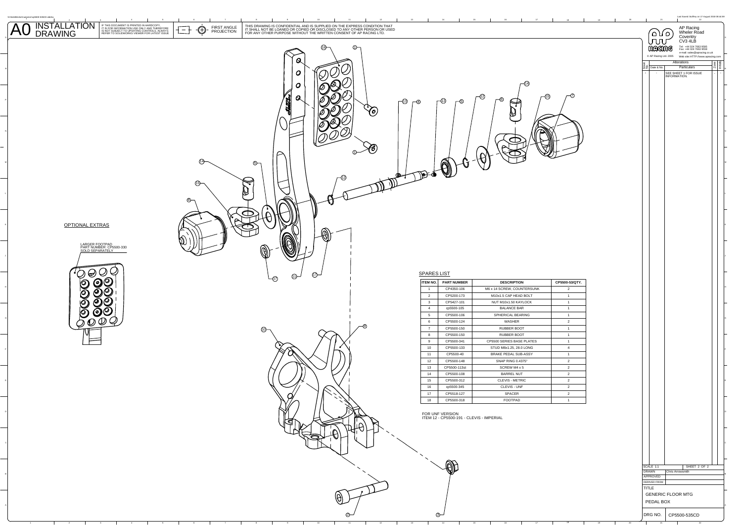# A0 INSTALLATION DRAWING

IF THIS DOCUMENT IS PRINTED IN HARDCOPY, IT IS FOR INFORMATION USE ONLY AND THEREFORE IS NOT SUBJECT TO UPDATING CONTROLS. ALWAYS REFER TO SOLIDWORKS VIEWER FOR LATEST ISSUE.

FIRST ANGLE PROJECTION

THIS DRAWING IS CONFIDENTIAL AND IS SUPPLIED ON THE EXPRESS CONDITION THAT IT SHALL NOT BE LOANED OR COPIED OR DISCLOSED TO ANY OTHER PERSON OR USED FOR ANY OTHER PURPOSE WITHOUT THE WRITTEN CONSENT OF AP RACING LTD.

AP Racing
Wheler Road
Coventry
CV3 4LB

Tel: +44 024 7663 9595
Fax: +44 024 7663 9559
e-mail: sales@apracing.co.uk
Web site: HTTP://www.apracing.com

© AP Racing Ltd. 2005

| Issue No. | Date & No. | Alterations Particulars | Zone | Initials |
|---|---|---|---|---|
| - | - | SEE SHEET 1 FOR ISSUE INFORMATION. | - | - |

OPTIONAL EXTRAS

LARGER FOOTPAD
PART NUMBER: CP5500-330
SOLD SEPARATELY

SPARES LIST

| ITEM NO. | PART NUMBER | DESCRIPTION | CP5500-53/QTY. |
|---|---|---|---|
| 1 | CP4350-106 | M6 x 14 SCREW, COUNTERSUNK | 2 |
| 2 | CP5200-173 | M10x1.5 CAP HEAD BOLT | 1 |
| 3 | CP5427-101 | NUT M10x1.50 KAYLOCK | 1 |
| 4 | cp5500-105 | BALANCE BAR | 1 |
| 5 | CP5500-106 | SPHERICAL BEARING | 1 |
| 6 | CP5500-124 | WASHER | 2 |
| 7 | CP5500-150 | RUBBER BOOT | 1 |
| 8 | CP5500-150 | RUBBER BOOT | 1 |
| 9 | CP5500-341 | CP5500 SERIES BASE PLATES | 1 |
| 10 | CP5500-133 | STUD M8x1.25, 28.0 LONG | 4 |
| 11 | CP5500-40 | BRAKE PEDAL SUB-ASSY | 1 |
| 12 | CP5500-148 | SNAP RING 0.4375" | 2 |
| 13 | CP5500-113st | SCREW M4 x 5 | 2 |
| 14 | CP5500-108 | BARREL NUT | 2 |
| 15 | CP5500-312 | CLEVIS - METRIC | 2 |
| 16 | cp5500-345 | CLEVIS - UNF | 2 |
| 17 | CP5518-127 | SPACER | 2 |
| 18 | CP5500-318 | FOOTPAD | 1 |

FOR UNF VERSION
ITEM 12 - CP5500-191 - CLEVIS - IMPERIAL

| | |
|---|---|
| SCALE 1:1 | SHEET 2 OF 2 |
| DRAWN | Chris Arrowsmith |
| APPROVED | |
| DERIVED FROM | |
| TITLE | GENERIC FLOOR MTG PEDAL BOX |
| DRG NO. | CP5500-535CD |